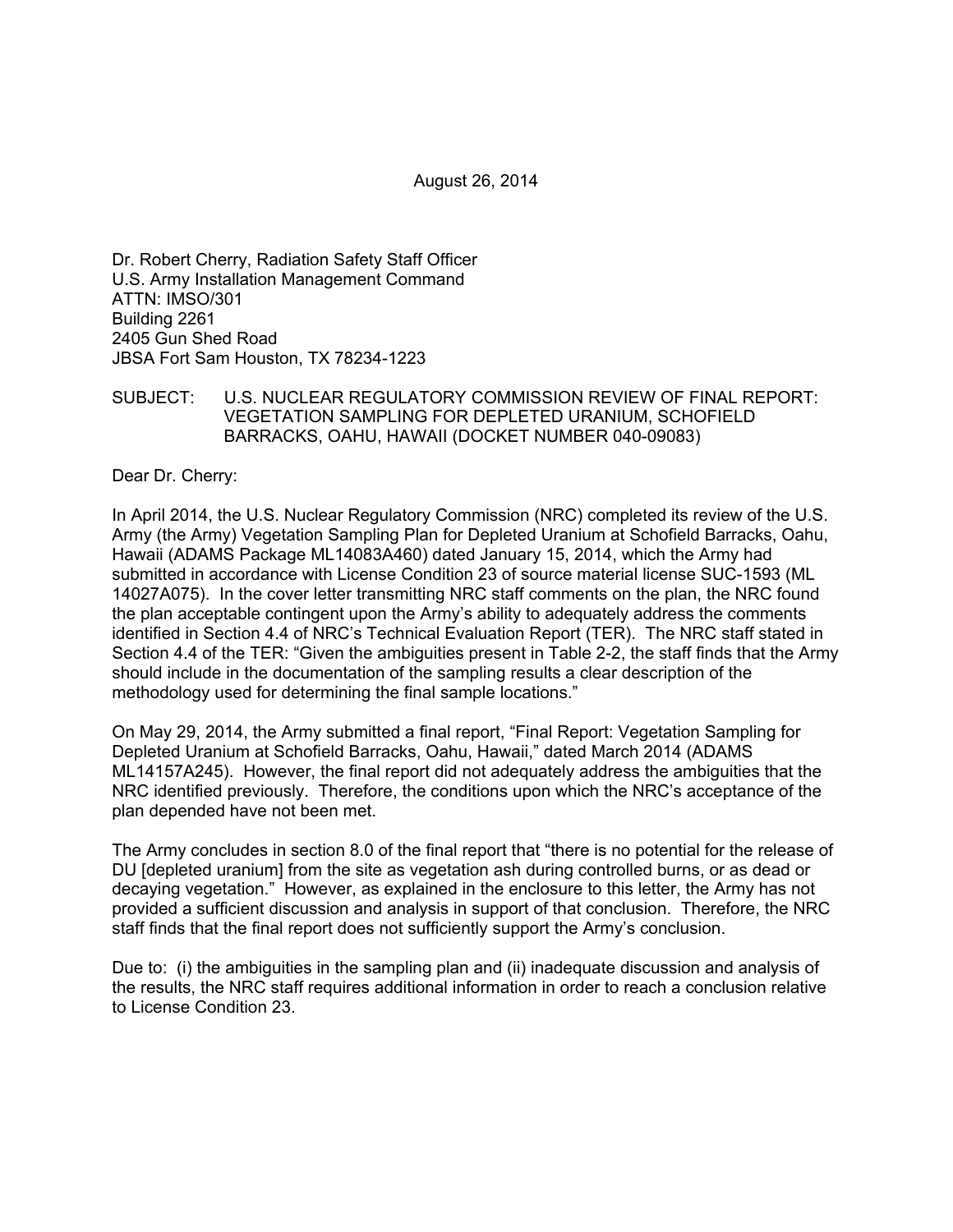August 26, 2014

Dr. Robert Cherry, Radiation Safety Staff Officer
U.S. Army Installation Management Command
ATTN: IMSO/301
Building 2261
2405 Gun Shed Road
JBSA Fort Sam Houston, TX 78234-1223

SUBJECT: U.S. NUCLEAR REGULATORY COMMISSION REVIEW OF FINAL REPORT: VEGETATION SAMPLING FOR DEPLETED URANIUM, SCHOFIELD BARRACKS, OAHU, HAWAII (DOCKET NUMBER 040-09083)

Dear Dr. Cherry:

In April 2014, the U.S. Nuclear Regulatory Commission (NRC) completed its review of the U.S. Army (the Army) Vegetation Sampling Plan for Depleted Uranium at Schofield Barracks, Oahu, Hawaii (ADAMS Package ML14083A460) dated January 15, 2014, which the Army had submitted in accordance with License Condition 23 of source material license SUC-1593 (ML 14027A075). In the cover letter transmitting NRC staff comments on the plan, the NRC found the plan acceptable contingent upon the Army's ability to adequately address the comments identified in Section 4.4 of NRC's Technical Evaluation Report (TER). The NRC staff stated in Section 4.4 of the TER: "Given the ambiguities present in Table 2-2, the staff finds that the Army should include in the documentation of the sampling results a clear description of the methodology used for determining the final sample locations."

On May 29, 2014, the Army submitted a final report, "Final Report: Vegetation Sampling for Depleted Uranium at Schofield Barracks, Oahu, Hawaii," dated March 2014 (ADAMS ML14157A245). However, the final report did not adequately address the ambiguities that the NRC identified previously. Therefore, the conditions upon which the NRC's acceptance of the plan depended have not been met.

The Army concludes in section 8.0 of the final report that "there is no potential for the release of DU [depleted uranium] from the site as vegetation ash during controlled burns, or as dead or decaying vegetation." However, as explained in the enclosure to this letter, the Army has not provided a sufficient discussion and analysis in support of that conclusion. Therefore, the NRC staff finds that the final report does not sufficiently support the Army's conclusion.

Due to: (i) the ambiguities in the sampling plan and (ii) inadequate discussion and analysis of the results, the NRC staff requires additional information in order to reach a conclusion relative to License Condition 23.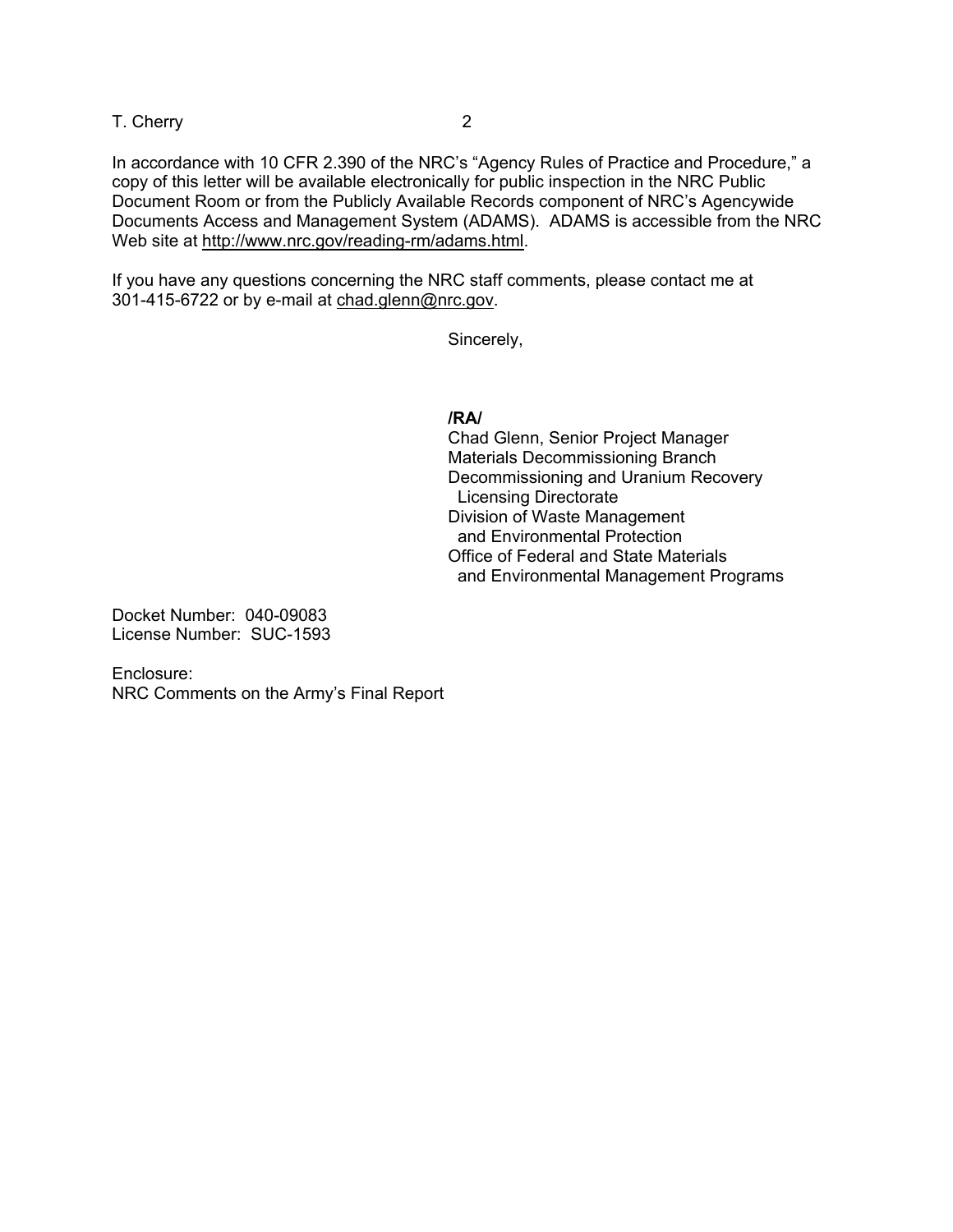In accordance with 10 CFR 2.390 of the NRC's "Agency Rules of Practice and Procedure," a copy of this letter will be available electronically for public inspection in the NRC Public Document Room or from the Publicly Available Records component of NRC's Agencywide Documents Access and Management System (ADAMS). ADAMS is accessible from the NRC Web site at http://www.nrc.gov/reading-rm/adams.html.

If you have any questions concerning the NRC staff comments, please contact me at 301-415-6722 or by e-mail at chad.glenn@nrc.gov.

Sincerely,

**/RA/**
Chad Glenn, Senior Project Manager
Materials Decommissioning Branch
Decommissioning and Uranium Recovery
Licensing Directorate
Division of Waste Management
and Environmental Protection
Office of Federal and State Materials
and Environmental Management Programs

Docket Number: 040-09083
License Number: SUC-1593

Enclosure:
NRC Comments on the Army's Final Report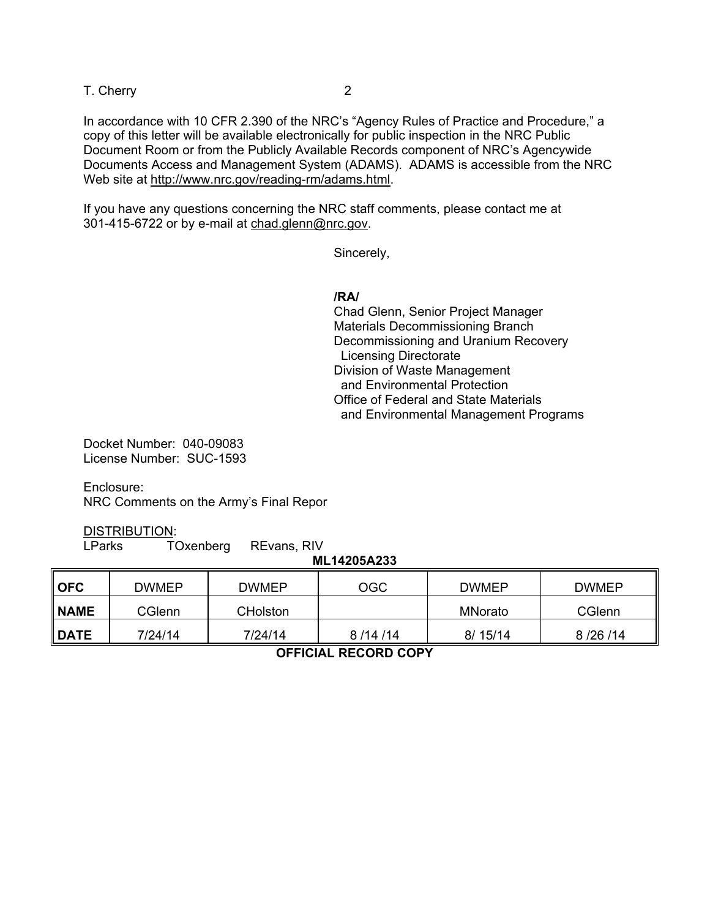In accordance with 10 CFR 2.390 of the NRC's "Agency Rules of Practice and Procedure," a copy of this letter will be available electronically for public inspection in the NRC Public Document Room or from the Publicly Available Records component of NRC's Agencywide Documents Access and Management System (ADAMS). ADAMS is accessible from the NRC Web site at http://www.nrc.gov/reading-rm/adams.html.

If you have any questions concerning the NRC staff comments, please contact me at 301-415-6722 or by e-mail at chad.glenn@nrc.gov.

Sincerely,

**/RA/**
Chad Glenn, Senior Project Manager
Materials Decommissioning Branch
Decommissioning and Uranium Recovery
Licensing Directorate
Division of Waste Management
and Environmental Protection
Office of Federal and State Materials
and Environmental Management Programs

Docket Number: 040-09083
License Number: SUC-1593

Enclosure:
NRC Comments on the Army's Final Repor

DISTRIBUTION:
LParks TOxenberg REvans, RIV

**ML14205A233**

| **OFC** | DWMEP | DWMEP | OGC | DWMEP | DWMEP |
|---|---|---|---|---|---|
| **NAME** | CGlenn | CHolston | | MNorato | CGlenn |
| **DATE** | 7/24/14 | 7/24/14 | 8 /14 /14 | 8/ 15/14 | 8 /26 /14 |

**OFFICIAL RECORD COPY**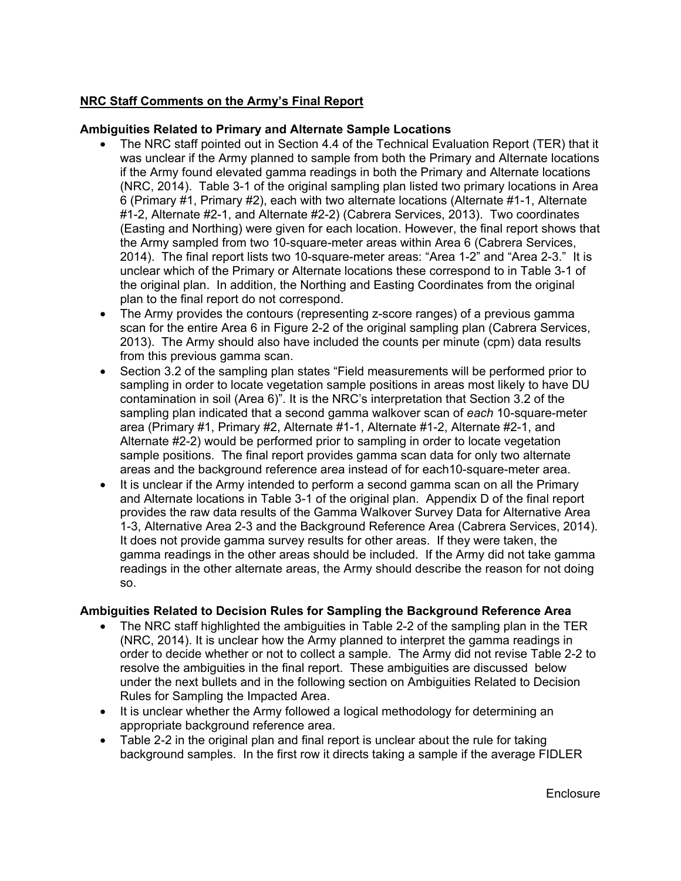**NRC Staff Comments on the Army's Final Report**

**Ambiguities Related to Primary and Alternate Sample Locations**

- The NRC staff pointed out in Section 4.4 of the Technical Evaluation Report (TER) that it was unclear if the Army planned to sample from both the Primary and Alternate locations if the Army found elevated gamma readings in both the Primary and Alternate locations (NRC, 2014). Table 3-1 of the original sampling plan listed two primary locations in Area 6 (Primary #1, Primary #2), each with two alternate locations (Alternate #1-1, Alternate #1-2, Alternate #2-1, and Alternate #2-2) (Cabrera Services, 2013). Two coordinates (Easting and Northing) were given for each location. However, the final report shows that the Army sampled from two 10-square-meter areas within Area 6 (Cabrera Services, 2014). The final report lists two 10-square-meter areas: "Area 1-2" and "Area 2-3." It is unclear which of the Primary or Alternate locations these correspond to in Table 3-1 of the original plan. In addition, the Northing and Easting Coordinates from the original plan to the final report do not correspond.
- The Army provides the contours (representing z-score ranges) of a previous gamma scan for the entire Area 6 in Figure 2-2 of the original sampling plan (Cabrera Services, 2013). The Army should also have included the counts per minute (cpm) data results from this previous gamma scan.
- Section 3.2 of the sampling plan states "Field measurements will be performed prior to sampling in order to locate vegetation sample positions in areas most likely to have DU contamination in soil (Area 6)". It is the NRC's interpretation that Section 3.2 of the sampling plan indicated that a second gamma walkover scan of *each* 10-square-meter area (Primary #1, Primary #2, Alternate #1-1, Alternate #1-2, Alternate #2-1, and Alternate #2-2) would be performed prior to sampling in order to locate vegetation sample positions. The final report provides gamma scan data for only two alternate areas and the background reference area instead of for each10-square-meter area.
- It is unclear if the Army intended to perform a second gamma scan on all the Primary and Alternate locations in Table 3-1 of the original plan. Appendix D of the final report provides the raw data results of the Gamma Walkover Survey Data for Alternative Area 1-3, Alternative Area 2-3 and the Background Reference Area (Cabrera Services, 2014). It does not provide gamma survey results for other areas. If they were taken, the gamma readings in the other areas should be included. If the Army did not take gamma readings in the other alternate areas, the Army should describe the reason for not doing so.

**Ambiguities Related to Decision Rules for Sampling the Background Reference Area**

- The NRC staff highlighted the ambiguities in Table 2-2 of the sampling plan in the TER (NRC, 2014). It is unclear how the Army planned to interpret the gamma readings in order to decide whether or not to collect a sample. The Army did not revise Table 2-2 to resolve the ambiguities in the final report. These ambiguities are discussed below under the next bullets and in the following section on Ambiguities Related to Decision Rules for Sampling the Impacted Area.
- It is unclear whether the Army followed a logical methodology for determining an appropriate background reference area.
- Table 2-2 in the original plan and final report is unclear about the rule for taking background samples. In the first row it directs taking a sample if the average FIDLER

Enclosure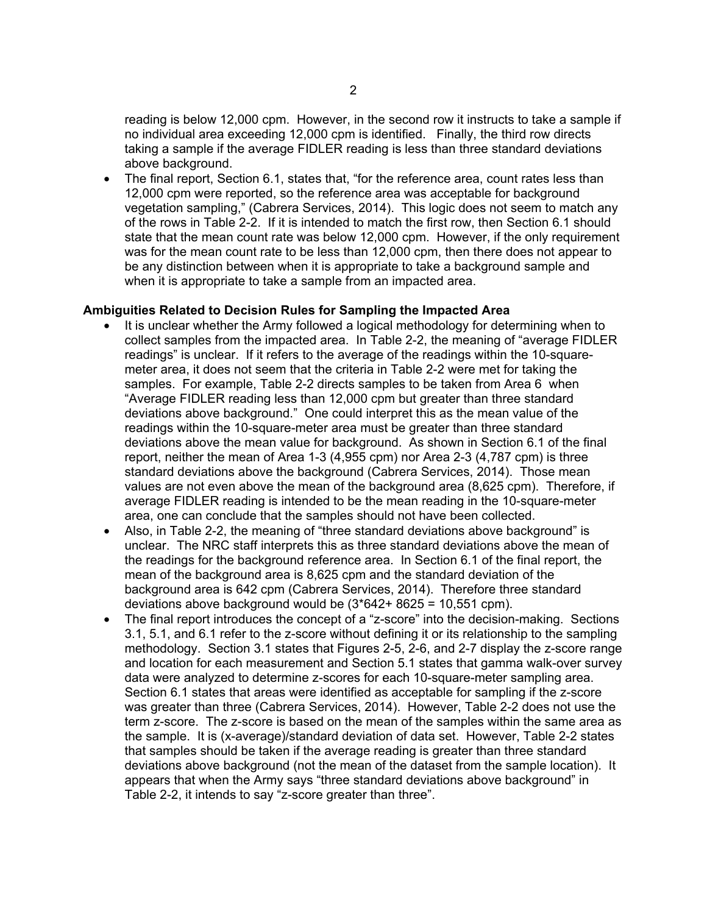reading is below 12,000 cpm. However, in the second row it instructs to take a sample if no individual area exceeding 12,000 cpm is identified. Finally, the third row directs taking a sample if the average FIDLER reading is less than three standard deviations above background.

- The final report, Section 6.1, states that, "for the reference area, count rates less than 12,000 cpm were reported, so the reference area was acceptable for background vegetation sampling," (Cabrera Services, 2014). This logic does not seem to match any of the rows in Table 2-2. If it is intended to match the first row, then Section 6.1 should state that the mean count rate was below 12,000 cpm. However, if the only requirement was for the mean count rate to be less than 12,000 cpm, then there does not appear to be any distinction between when it is appropriate to take a background sample and when it is appropriate to take a sample from an impacted area.

**Ambiguities Related to Decision Rules for Sampling the Impacted Area**

- It is unclear whether the Army followed a logical methodology for determining when to collect samples from the impacted area. In Table 2-2, the meaning of "average FIDLER readings" is unclear. If it refers to the average of the readings within the 10-square-meter area, it does not seem that the criteria in Table 2-2 were met for taking the samples. For example, Table 2-2 directs samples to be taken from Area 6 when "Average FIDLER reading less than 12,000 cpm but greater than three standard deviations above background." One could interpret this as the mean value of the readings within the 10-square-meter area must be greater than three standard deviations above the mean value for background. As shown in Section 6.1 of the final report, neither the mean of Area 1-3 (4,955 cpm) nor Area 2-3 (4,787 cpm) is three standard deviations above the background (Cabrera Services, 2014). Those mean values are not even above the mean of the background area (8,625 cpm). Therefore, if average FIDLER reading is intended to be the mean reading in the 10-square-meter area, one can conclude that the samples should not have been collected.
- Also, in Table 2-2, the meaning of "three standard deviations above background" is unclear. The NRC staff interprets this as three standard deviations above the mean of the readings for the background reference area. In Section 6.1 of the final report, the mean of the background area is 8,625 cpm and the standard deviation of the background area is 642 cpm (Cabrera Services, 2014). Therefore three standard deviations above background would be ($3*642+ 8625 = 10,551$ cpm).
- The final report introduces the concept of a "z-score" into the decision-making. Sections 3.1, 5.1, and 6.1 refer to the z-score without defining it or its relationship to the sampling methodology. Section 3.1 states that Figures 2-5, 2-6, and 2-7 display the z-score range and location for each measurement and Section 5.1 states that gamma walk-over survey data were analyzed to determine z-scores for each 10-square-meter sampling area. Section 6.1 states that areas were identified as acceptable for sampling if the z-score was greater than three (Cabrera Services, 2014). However, Table 2-2 does not use the term z-score. The z-score is based on the mean of the samples within the same area as the sample. It is (x-average)/standard deviation of data set. However, Table 2-2 states that samples should be taken if the average reading is greater than three standard deviations above background (not the mean of the dataset from the sample location). It appears that when the Army says "three standard deviations above background" in Table 2-2, it intends to say "z-score greater than three".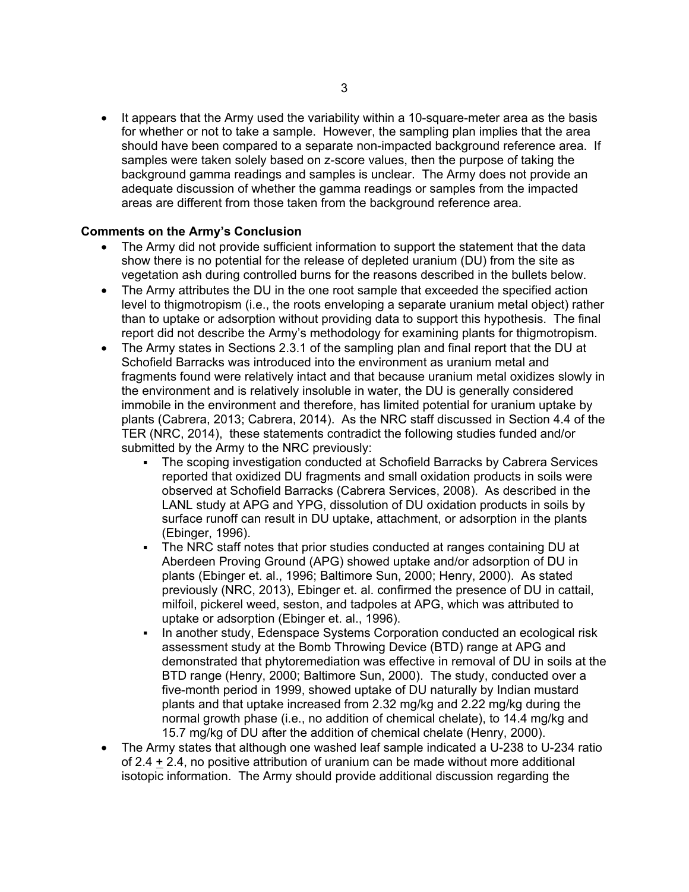- It appears that the Army used the variability within a 10-square-meter area as the basis for whether or not to take a sample. However, the sampling plan implies that the area should have been compared to a separate non-impacted background reference area. If samples were taken solely based on z-score values, then the purpose of taking the background gamma readings and samples is unclear. The Army does not provide an adequate discussion of whether the gamma readings or samples from the impacted areas are different from those taken from the background reference area.

**Comments on the Army's Conclusion**

- The Army did not provide sufficient information to support the statement that the data show there is no potential for the release of depleted uranium (DU) from the site as vegetation ash during controlled burns for the reasons described in the bullets below.
- The Army attributes the DU in the one root sample that exceeded the specified action level to thigmotropism (i.e., the roots enveloping a separate uranium metal object) rather than to uptake or adsorption without providing data to support this hypothesis. The final report did not describe the Army's methodology for examining plants for thigmotropism.
- The Army states in Sections 2.3.1 of the sampling plan and final report that the DU at Schofield Barracks was introduced into the environment as uranium metal and fragments found were relatively intact and that because uranium metal oxidizes slowly in the environment and is relatively insoluble in water, the DU is generally considered immobile in the environment and therefore, has limited potential for uranium uptake by plants (Cabrera, 2013; Cabrera, 2014). As the NRC staff discussed in Section 4.4 of the TER (NRC, 2014), these statements contradict the following studies funded and/or submitted by the Army to the NRC previously:
  - The scoping investigation conducted at Schofield Barracks by Cabrera Services reported that oxidized DU fragments and small oxidation products in soils were observed at Schofield Barracks (Cabrera Services, 2008). As described in the LANL study at APG and YPG, dissolution of DU oxidation products in soils by surface runoff can result in DU uptake, attachment, or adsorption in the plants (Ebinger, 1996).
  - The NRC staff notes that prior studies conducted at ranges containing DU at Aberdeen Proving Ground (APG) showed uptake and/or adsorption of DU in plants (Ebinger et. al., 1996; Baltimore Sun, 2000; Henry, 2000). As stated previously (NRC, 2013), Ebinger et. al. confirmed the presence of DU in cattail, milfoil, pickerel weed, seston, and tadpoles at APG, which was attributed to uptake or adsorption (Ebinger et. al., 1996).
  - In another study, Edenspace Systems Corporation conducted an ecological risk assessment study at the Bomb Throwing Device (BTD) range at APG and demonstrated that phytoremediation was effective in removal of DU in soils at the BTD range (Henry, 2000; Baltimore Sun, 2000). The study, conducted over a five-month period in 1999, showed uptake of DU naturally by Indian mustard plants and that uptake increased from 2.32 mg/kg and 2.22 mg/kg during the normal growth phase (i.e., no addition of chemical chelate), to 14.4 mg/kg and 15.7 mg/kg of DU after the addition of chemical chelate (Henry, 2000).
- The Army states that although one washed leaf sample indicated a U-238 to U-234 ratio of $2.4 \pm 2.4$, no positive attribution of uranium can be made without more additional isotopic information. The Army should provide additional discussion regarding the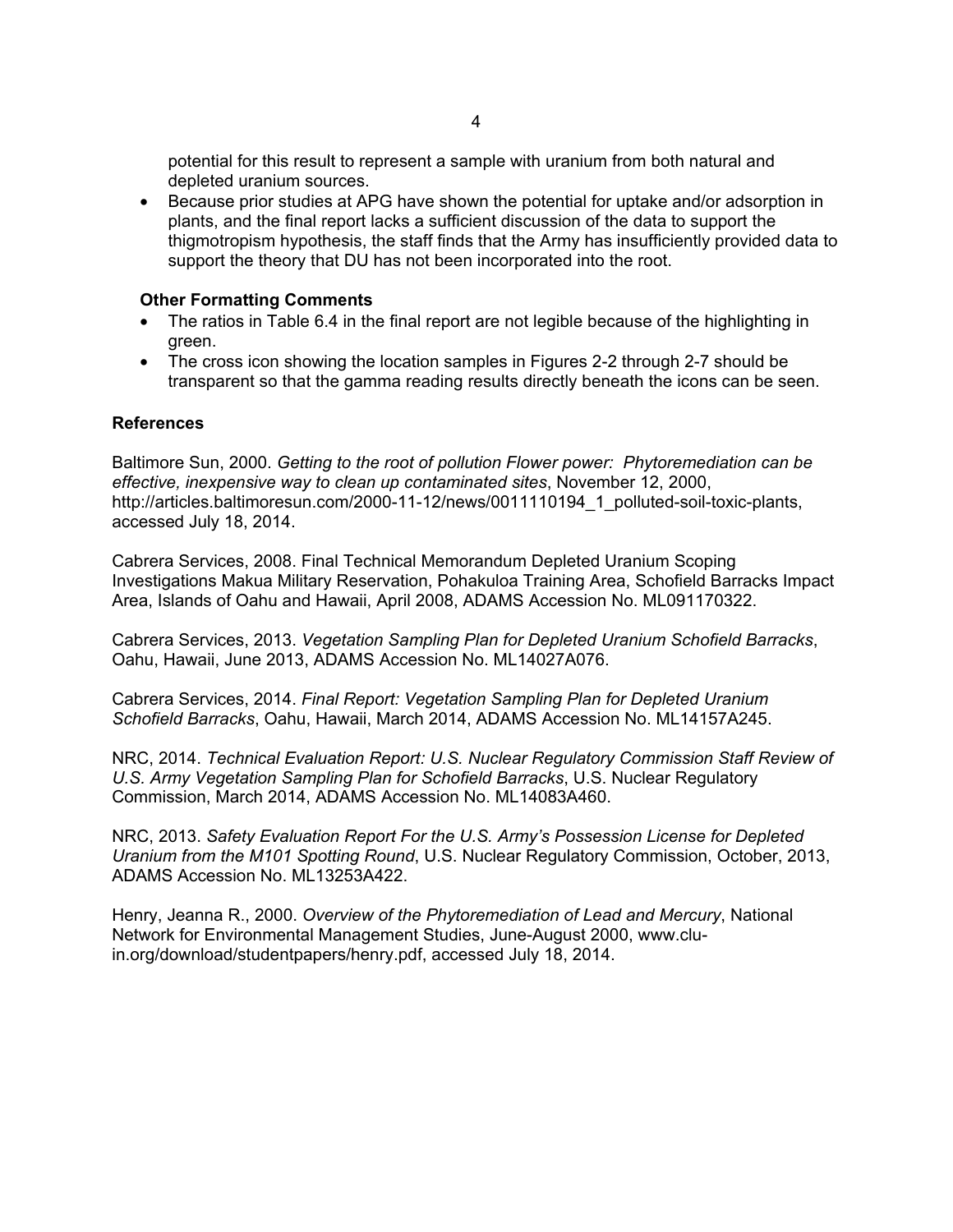potential for this result to represent a sample with uranium from both natural and depleted uranium sources.

- Because prior studies at APG have shown the potential for uptake and/or adsorption in plants, and the final report lacks a sufficient discussion of the data to support the thigmotropism hypothesis, the staff finds that the Army has insufficiently provided data to support the theory that DU has not been incorporated into the root.

**Other Formatting Comments**

- The ratios in Table 6.4 in the final report are not legible because of the highlighting in green.
- The cross icon showing the location samples in Figures 2-2 through 2-7 should be transparent so that the gamma reading results directly beneath the icons can be seen.

## References

Baltimore Sun, 2000. *Getting to the root of pollution Flower power: Phytoremediation can be effective, inexpensive way to clean up contaminated sites*, November 12, 2000, http://articles.baltimoresun.com/2000-11-12/news/0011110194_1_polluted-soil-toxic-plants, accessed July 18, 2014.

Cabrera Services, 2008. Final Technical Memorandum Depleted Uranium Scoping Investigations Makua Military Reservation, Pohakuloa Training Area, Schofield Barracks Impact Area, Islands of Oahu and Hawaii, April 2008, ADAMS Accession No. ML091170322.

Cabrera Services, 2013. *Vegetation Sampling Plan for Depleted Uranium Schofield Barracks*, Oahu, Hawaii, June 2013, ADAMS Accession No. ML14027A076.

Cabrera Services, 2014. *Final Report: Vegetation Sampling Plan for Depleted Uranium Schofield Barracks*, Oahu, Hawaii, March 2014, ADAMS Accession No. ML14157A245.

NRC, 2014. *Technical Evaluation Report: U.S. Nuclear Regulatory Commission Staff Review of U.S. Army Vegetation Sampling Plan for Schofield Barracks*, U.S. Nuclear Regulatory Commission, March 2014, ADAMS Accession No. ML14083A460.

NRC, 2013. *Safety Evaluation Report For the U.S. Army's Possession License for Depleted Uranium from the M101 Spotting Round*, U.S. Nuclear Regulatory Commission, October, 2013, ADAMS Accession No. ML13253A422.

Henry, Jeanna R., 2000. *Overview of the Phytoremediation of Lead and Mercury*, National Network for Environmental Management Studies, June-August 2000, www.clu-in.org/download/studentpapers/henry.pdf, accessed July 18, 2014.